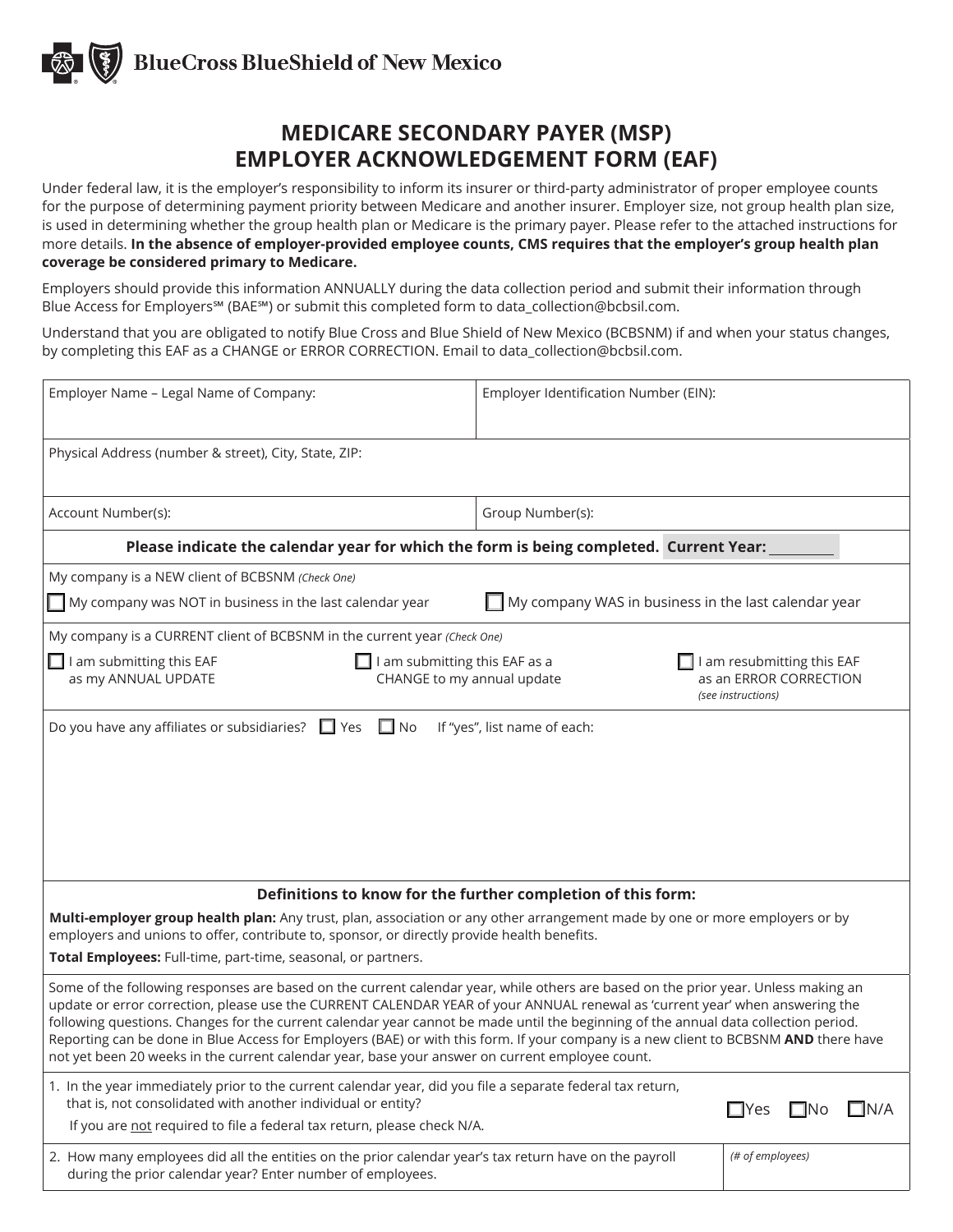BlueCross BlueShield of New Mexico

# MEDICARE SECONDARY PAYER (MSP) EMPLOYER ACKNOWLEDGEMENT FORM (EAF)

Under federal law, it is the employer's responsibility to inform its insurer or third-party administrator of proper employee counts for the purpose of determining payment priority between Medicare and another insurer. Employer size, not group health plan size, is used in determining whether the group health plan or Medicare is the primary payer. Please refer to the attached instructions for more details. **In the absence of employer-provided employee counts, CMS requires that the employer's group health plan coverage be considered primary to Medicare.**

Employers should provide this information ANNUALLY during the data collection period and submit their information through Blue Access for Employers℠ (BAE℠) or submit this completed form to data_collection@bcbsil.com.

Understand that you are obligated to notify Blue Cross and Blue Shield of New Mexico (BCBSNM) if and when your status changes, by completing this EAF as a CHANGE or ERROR CORRECTION. Email to data_collection@bcbsil.com.

| Employer Name – Legal Name of Company: | Employer Identification Number (EIN): |
|---|---|
| Physical Address (number & street), City, State, ZIP: | |
| Account Number(s): | Group Number(s): |

**Please indicate the calendar year for which the form is being completed. Current Year: ________**

My company is a NEW client of BCBSNM *(Check One)*

☐ My company was NOT in business in the last calendar year

☐ My company WAS in business in the last calendar year

My company is a CURRENT client of BCBSNM in the current year *(Check One)*

☐ I am submitting this EAF as my ANNUAL UPDATE

☐ I am submitting this EAF as a CHANGE to my annual update

☐ I am resubmitting this EAF as an ERROR CORRECTION *(see instructions)*

Do you have any affiliates or subsidiaries? ☐ Yes ☐ No If "yes", list name of each:

**Definitions to know for the further completion of this form:**

**Multi-employer group health plan:** Any trust, plan, association or any other arrangement made by one or more employers or by employers and unions to offer, contribute to, sponsor, or directly provide health benefits.

**Total Employees:** Full-time, part-time, seasonal, or partners.

Some of the following responses are based on the current calendar year, while others are based on the prior year. Unless making an update or error correction, please use the CURRENT CALENDAR YEAR of your ANNUAL renewal as 'current year' when answering the following questions. Changes for the current calendar year cannot be made until the beginning of the annual data collection period. Reporting can be done in Blue Access for Employers (BAE) or with this form. If your company is a new client to BCBSNM **AND** there have not yet been 20 weeks in the current calendar year, base your answer on current employee count.

| Question | Response |
|---|---|
| 1. In the year immediately prior to the current calendar year, did you file a separate federal tax return, that is, not consolidated with another individual or entity? If you are not required to file a federal tax return, please check N/A. | ☐Yes ☐No ☐N/A |
| 2. How many employees did all the entities on the prior calendar year's tax return have on the payroll during the prior calendar year? Enter number of employees. | *(# of employees)* |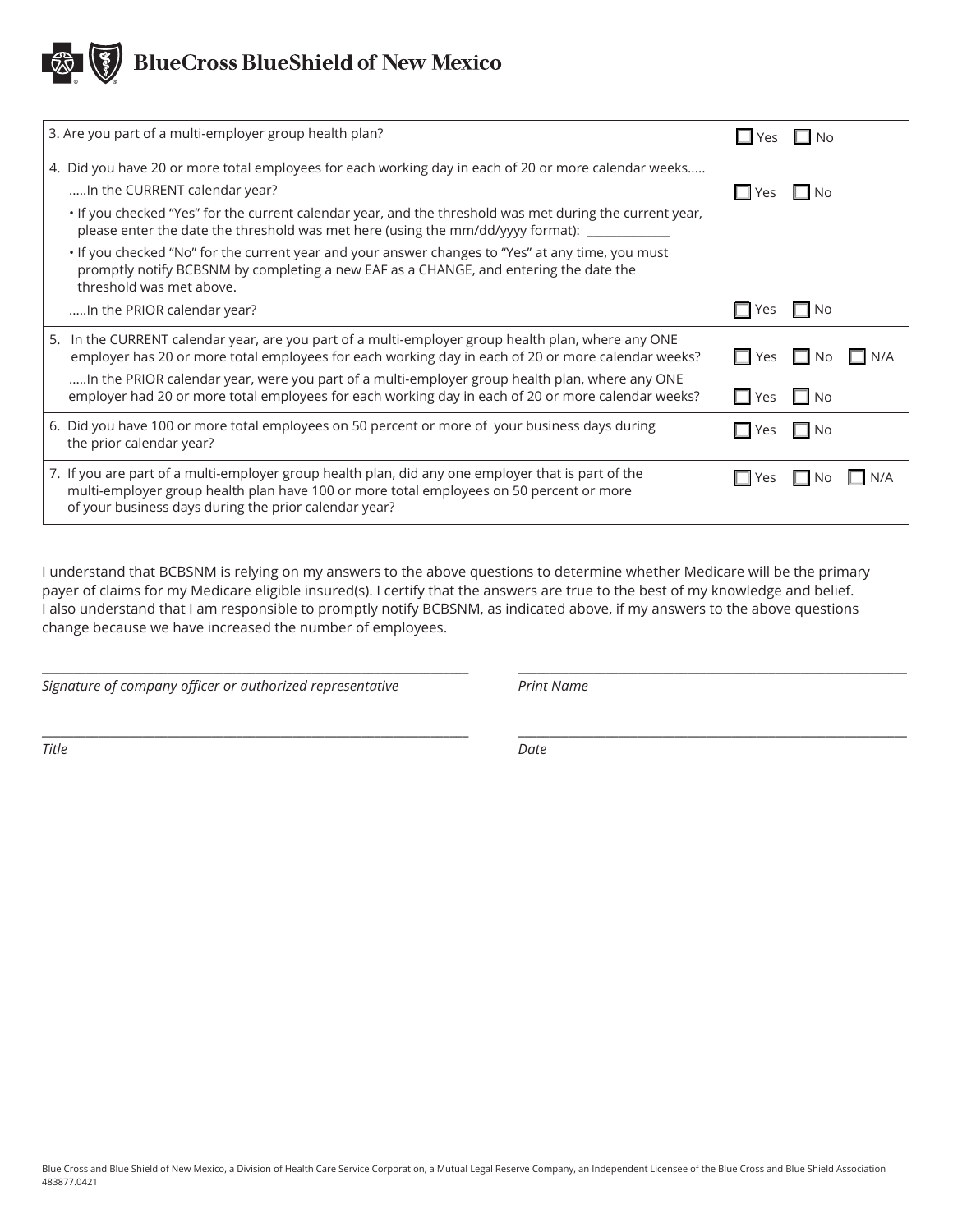**BlueCross BlueShield of New Mexico**

| Question | Response |
|---|---|
| 3. Are you part of a multi-employer group health plan? | ☐ Yes ☐ No |
| 4. Did you have 20 or more total employees for each working day in each of 20 or more calendar weeks..... | |
| .....In the CURRENT calendar year? | ☐ Yes ☐ No |
| • If you checked "Yes" for the current calendar year, and the threshold was met during the current year, please enter the date the threshold was met here (using the mm/dd/yyyy format): ______________ | |
| • If you checked "No" for the current year and your answer changes to "Yes" at any time, you must promptly notify BCBSNM by completing a new EAF as a CHANGE, and entering the date the threshold was met above. | |
| .....In the PRIOR calendar year? | ☐ Yes ☐ No |
| 5. In the CURRENT calendar year, are you part of a multi-employer group health plan, where any ONE employer has 20 or more total employees for each working day in each of 20 or more calendar weeks? | ☐ Yes ☐ No ☐ N/A |
| .....In the PRIOR calendar year, were you part of a multi-employer group health plan, where any ONE employer had 20 or more total employees for each working day in each of 20 or more calendar weeks? | ☐ Yes ☐ No |
| 6. Did you have 100 or more total employees on 50 percent or more of your business days during the prior calendar year? | ☐ Yes ☐ No |
| 7. If you are part of a multi-employer group health plan, did any one employer that is part of the multi-employer group health plan have 100 or more total employees on 50 percent or more of your business days during the prior calendar year? | ☐ Yes ☐ No ☐ N/A |

I understand that BCBSNM is relying on my answers to the above questions to determine whether Medicare will be the primary payer of claims for my Medicare eligible insured(s). I certify that the answers are true to the best of my knowledge and belief. I also understand that I am responsible to promptly notify BCBSNM, as indicated above, if my answers to the above questions change because we have increased the number of employees.

______________________________________ *Signature of company officer or authorized representative*

______________________________________ *Print Name*

______________________________________ *Title*

______________________________________ *Date*

Blue Cross and Blue Shield of New Mexico, a Division of Health Care Service Corporation, a Mutual Legal Reserve Company, an Independent Licensee of the Blue Cross and Blue Shield Association
483877.0421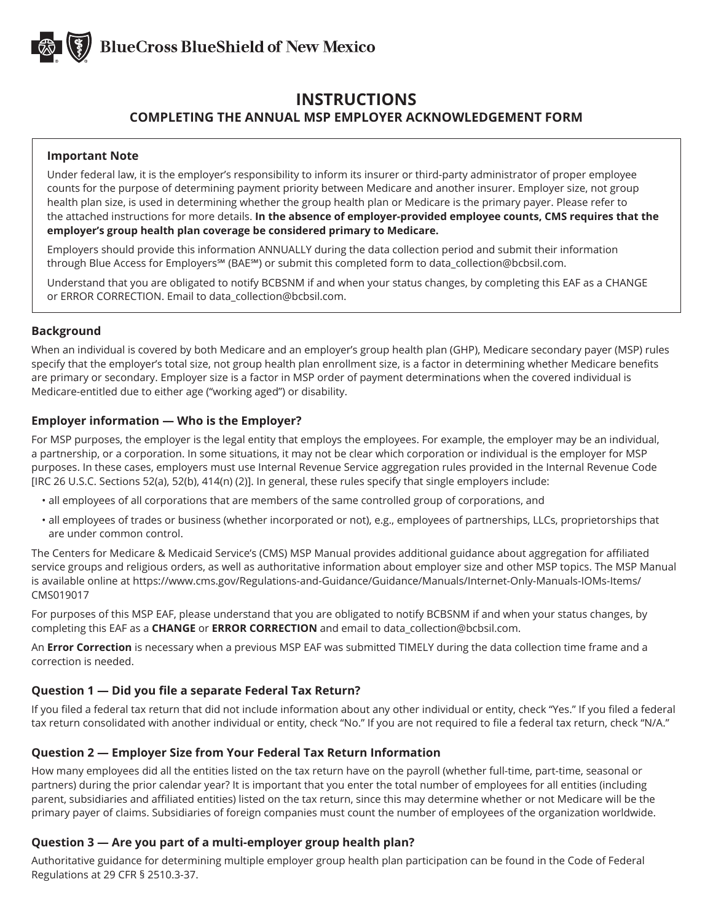BlueCross BlueShield of New Mexico

# INSTRUCTIONS

## COMPLETING THE ANNUAL MSP EMPLOYER ACKNOWLEDGEMENT FORM

> **Important Note**
>
> Under federal law, it is the employer's responsibility to inform its insurer or third-party administrator of proper employee counts for the purpose of determining payment priority between Medicare and another insurer. Employer size, not group health plan size, is used in determining whether the group health plan or Medicare is the primary payer. Please refer to the attached instructions for more details. **In the absence of employer-provided employee counts, CMS requires that the employer's group health plan coverage be considered primary to Medicare.**
>
> Employers should provide this information ANNUALLY during the data collection period and submit their information through Blue Access for Employers℠ (BAE℠) or submit this completed form to data_collection@bcbsil.com.
>
> Understand that you are obligated to notify BCBSNM if and when your status changes, by completing this EAF as a CHANGE or ERROR CORRECTION. Email to data_collection@bcbsil.com.

### Background

When an individual is covered by both Medicare and an employer's group health plan (GHP), Medicare secondary payer (MSP) rules specify that the employer's total size, not group health plan enrollment size, is a factor in determining whether Medicare benefits are primary or secondary. Employer size is a factor in MSP order of payment determinations when the covered individual is Medicare-entitled due to either age ("working aged") or disability.

### Employer information — Who is the Employer?

For MSP purposes, the employer is the legal entity that employs the employees. For example, the employer may be an individual, a partnership, or a corporation. In some situations, it may not be clear which corporation or individual is the employer for MSP purposes. In these cases, employers must use Internal Revenue Service aggregation rules provided in the Internal Revenue Code [IRC 26 U.S.C. Sections 52(a), 52(b), 414(n) (2)]. In general, these rules specify that single employers include:

- all employees of all corporations that are members of the same controlled group of corporations, and
- all employees of trades or business (whether incorporated or not), e.g., employees of partnerships, LLCs, proprietorships that are under common control.

The Centers for Medicare & Medicaid Service's (CMS) MSP Manual provides additional guidance about aggregation for affiliated service groups and religious orders, as well as authoritative information about employer size and other MSP topics. The MSP Manual is available online at https://www.cms.gov/Regulations-and-Guidance/Guidance/Manuals/Internet-Only-Manuals-IOMs-Items/CMS019017

For purposes of this MSP EAF, please understand that you are obligated to notify BCBSNM if and when your status changes, by completing this EAF as a **CHANGE** or **ERROR CORRECTION** and email to data_collection@bcbsil.com.

An **Error Correction** is necessary when a previous MSP EAF was submitted TIMELY during the data collection time frame and a correction is needed.

### Question 1 — Did you file a separate Federal Tax Return?

If you filed a federal tax return that did not include information about any other individual or entity, check "Yes." If you filed a federal tax return consolidated with another individual or entity, check "No." If you are not required to file a federal tax return, check "N/A."

### Question 2 — Employer Size from Your Federal Tax Return Information

How many employees did all the entities listed on the tax return have on the payroll (whether full-time, part-time, seasonal or partners) during the prior calendar year? It is important that you enter the total number of employees for all entities (including parent, subsidiaries and affiliated entities) listed on the tax return, since this may determine whether or not Medicare will be the primary payer of claims. Subsidiaries of foreign companies must count the number of employees of the organization worldwide.

### Question 3 — Are you part of a multi-employer group health plan?

Authoritative guidance for determining multiple employer group health plan participation can be found in the Code of Federal Regulations at 29 CFR § 2510.3-37.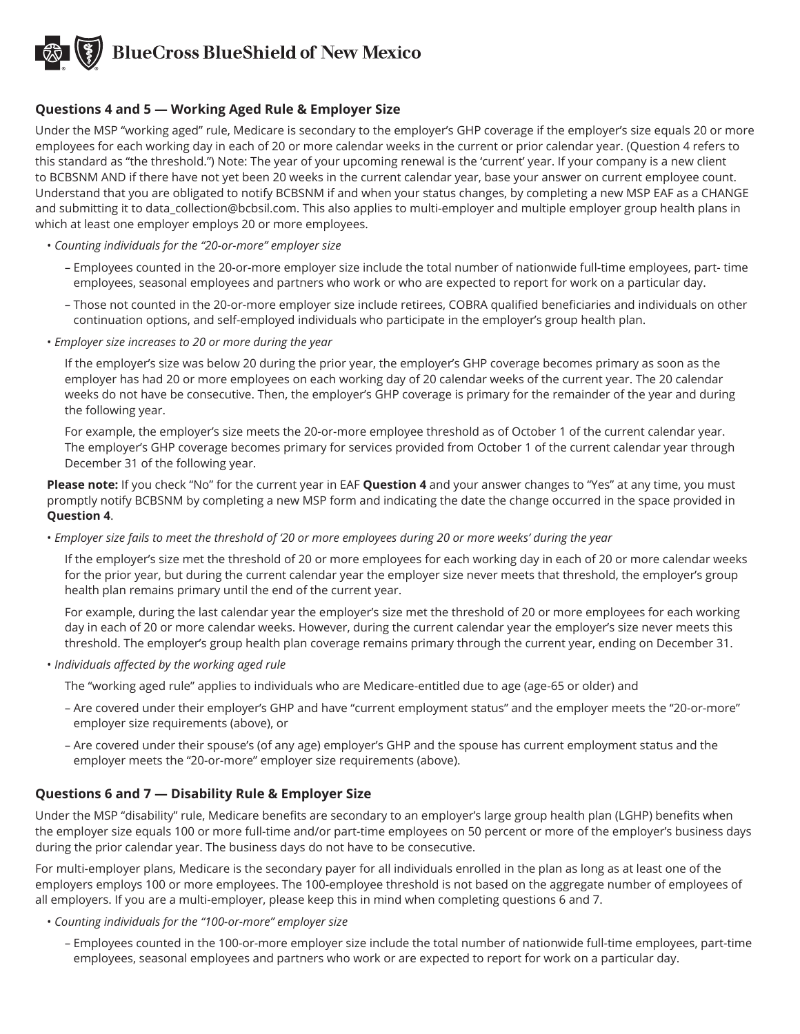## Questions 4 and 5 — Working Aged Rule & Employer Size

Under the MSP "working aged" rule, Medicare is secondary to the employer's GHP coverage if the employer's size equals 20 or more employees for each working day in each of 20 or more calendar weeks in the current or prior calendar year. (Question 4 refers to this standard as "the threshold.") Note: The year of your upcoming renewal is the 'current' year. If your company is a new client to BCBSNM AND if there have not yet been 20 weeks in the current calendar year, base your answer on current employee count. Understand that you are obligated to notify BCBSNM if and when your status changes, by completing a new MSP EAF as a CHANGE and submitting it to data_collection@bcbsil.com. This also applies to multi-employer and multiple employer group health plans in which at least one employer employs 20 or more employees.

- *Counting individuals for the "20-or-more" employer size*
  - Employees counted in the 20-or-more employer size include the total number of nationwide full-time employees, part- time employees, seasonal employees and partners who work or who are expected to report for work on a particular day.
  - Those not counted in the 20-or-more employer size include retirees, COBRA qualified beneficiaries and individuals on other continuation options, and self-employed individuals who participate in the employer's group health plan.
- *Employer size increases to 20 or more during the year*

  If the employer's size was below 20 during the prior year, the employer's GHP coverage becomes primary as soon as the employer has had 20 or more employees on each working day of 20 calendar weeks of the current year. The 20 calendar weeks do not have be consecutive. Then, the employer's GHP coverage is primary for the remainder of the year and during the following year.

  For example, the employer's size meets the 20-or-more employee threshold as of October 1 of the current calendar year. The employer's GHP coverage becomes primary for services provided from October 1 of the current calendar year through December 31 of the following year.

**Please note:** If you check "No" for the current year in EAF **Question 4** and your answer changes to "Yes" at any time, you must promptly notify BCBSNM by completing a new MSP form and indicating the date the change occurred in the space provided in **Question 4**.

- *Employer size fails to meet the threshold of '20 or more employees during 20 or more weeks' during the year*

  If the employer's size met the threshold of 20 or more employees for each working day in each of 20 or more calendar weeks for the prior year, but during the current calendar year the employer size never meets that threshold, the employer's group health plan remains primary until the end of the current year.

  For example, during the last calendar year the employer's size met the threshold of 20 or more employees for each working day in each of 20 or more calendar weeks. However, during the current calendar year the employer's size never meets this threshold. The employer's group health plan coverage remains primary through the current year, ending on December 31.

- *Individuals affected by the working aged rule*

  The "working aged rule" applies to individuals who are Medicare-entitled due to age (age-65 or older) and

  - Are covered under their employer's GHP and have "current employment status" and the employer meets the "20-or-more" employer size requirements (above), or
  - Are covered under their spouse's (of any age) employer's GHP and the spouse has current employment status and the employer meets the "20-or-more" employer size requirements (above).

## Questions 6 and 7 — Disability Rule & Employer Size

Under the MSP "disability" rule, Medicare benefits are secondary to an employer's large group health plan (LGHP) benefits when the employer size equals 100 or more full-time and/or part-time employees on 50 percent or more of the employer's business days during the prior calendar year. The business days do not have to be consecutive.

For multi-employer plans, Medicare is the secondary payer for all individuals enrolled in the plan as long as at least one of the employers employs 100 or more employees. The 100-employee threshold is not based on the aggregate number of employees of all employers. If you are a multi-employer, please keep this in mind when completing questions 6 and 7.

- *Counting individuals for the "100-or-more" employer size*
  - Employees counted in the 100-or-more employer size include the total number of nationwide full-time employees, part-time employees, seasonal employees and partners who work or are expected to report for work on a particular day.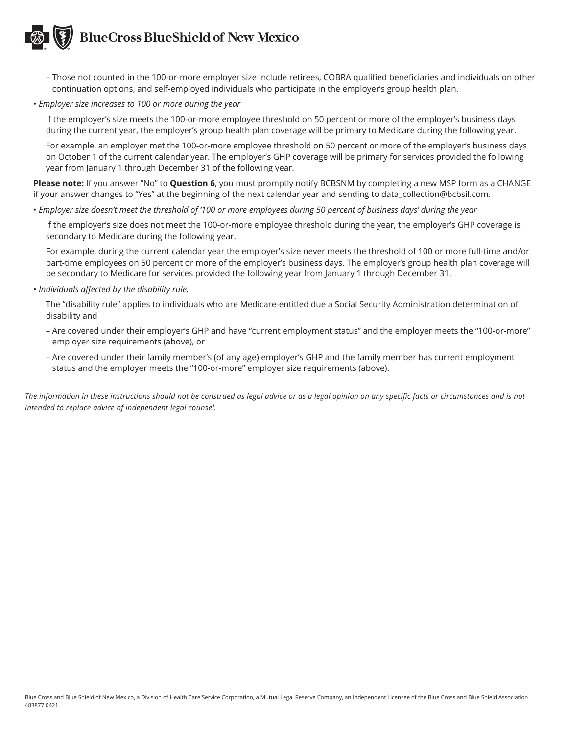– Those not counted in the 100-or-more employer size include retirees, COBRA qualified beneficiaries and individuals on other continuation options, and self-employed individuals who participate in the employer's group health plan.

- *Employer size increases to 100 or more during the year*

  If the employer's size meets the 100-or-more employee threshold on 50 percent or more of the employer's business days during the current year, the employer's group health plan coverage will be primary to Medicare during the following year.

  For example, an employer met the 100-or-more employee threshold on 50 percent or more of the employer's business days on October 1 of the current calendar year. The employer's GHP coverage will be primary for services provided the following year from January 1 through December 31 of the following year.

**Please note:** If you answer "No" to **Question 6**, you must promptly notify BCBSNM by completing a new MSP form as a CHANGE if your answer changes to "Yes" at the beginning of the next calendar year and sending to data_collection@bcbsil.com.

- *Employer size doesn't meet the threshold of '100 or more employees during 50 percent of business days' during the year*

  If the employer's size does not meet the 100-or-more employee threshold during the year, the employer's GHP coverage is secondary to Medicare during the following year.

  For example, during the current calendar year the employer's size never meets the threshold of 100 or more full-time and/or part-time employees on 50 percent or more of the employer's business days. The employer's group health plan coverage will be secondary to Medicare for services provided the following year from January 1 through December 31.

- *Individuals affected by the disability rule.*

  The "disability rule" applies to individuals who are Medicare-entitled due a Social Security Administration determination of disability and

  – Are covered under their employer's GHP and have "current employment status" and the employer meets the "100-or-more" employer size requirements (above), or

  – Are covered under their family member's (of any age) employer's GHP and the family member has current employment status and the employer meets the "100-or-more" employer size requirements (above).

*The information in these instructions should not be construed as legal advice or as a legal opinion on any specific facts or circumstances and is not intended to replace advice of independent legal counsel.*